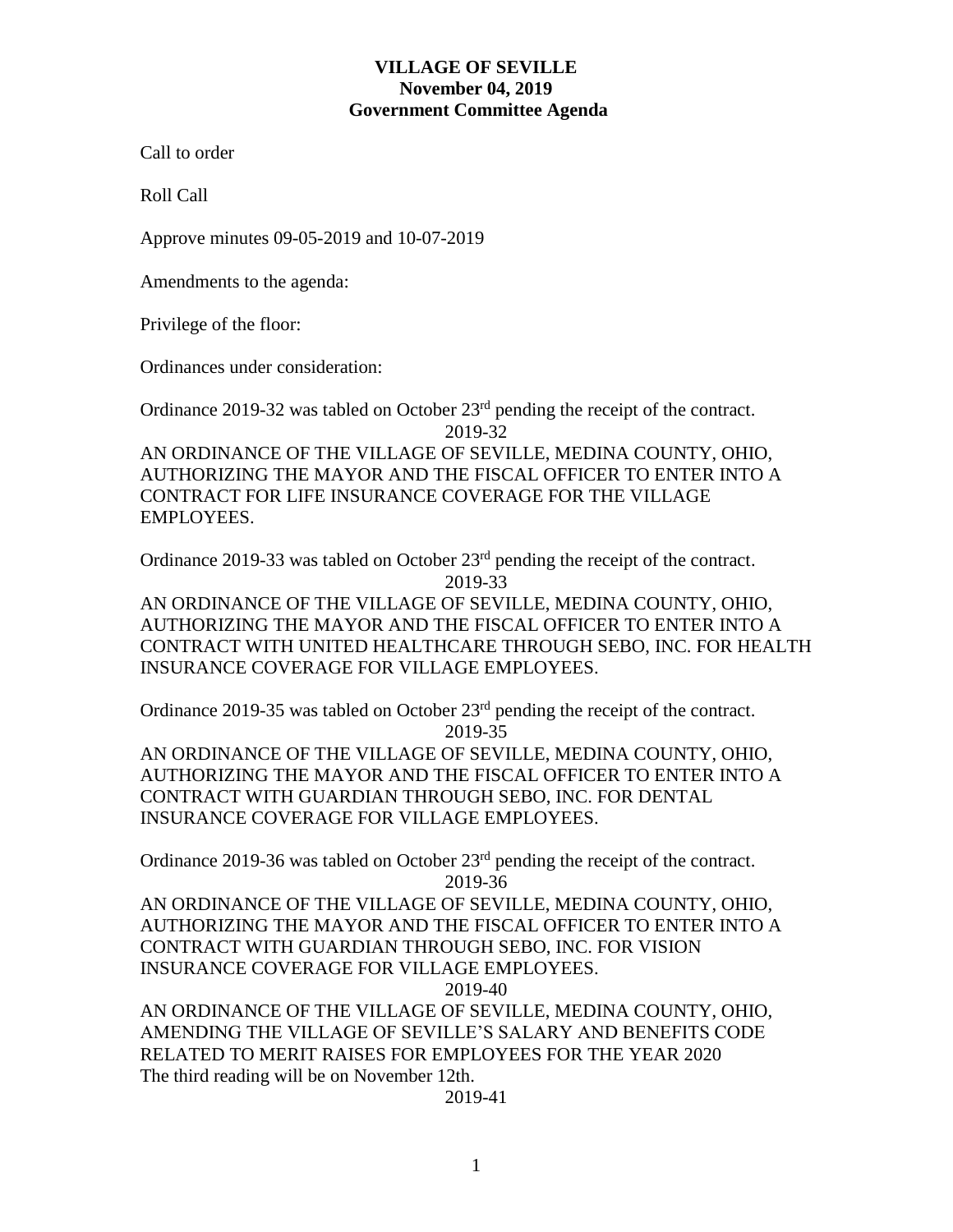**VILLAGE OF SEVILLE**
**November 04, 2019**
**Government Committee Agenda**

Call to order

Roll Call

Approve minutes 09-05-2019 and 10-07-2019

Amendments to the agenda:

Privilege of the floor:

Ordinances under consideration:

Ordinance 2019-32 was tabled on October 23rd pending the receipt of the contract.

2019-32

AN ORDINANCE OF THE VILLAGE OF SEVILLE, MEDINA COUNTY, OHIO, AUTHORIZING THE MAYOR AND THE FISCAL OFFICER TO ENTER INTO A CONTRACT FOR LIFE INSURANCE COVERAGE FOR THE VILLAGE EMPLOYEES.

Ordinance 2019-33 was tabled on October 23rd pending the receipt of the contract.

2019-33

AN ORDINANCE OF THE VILLAGE OF SEVILLE, MEDINA COUNTY, OHIO, AUTHORIZING THE MAYOR AND THE FISCAL OFFICER TO ENTER INTO A CONTRACT WITH UNITED HEALTHCARE THROUGH SEBO, INC. FOR HEALTH INSURANCE COVERAGE FOR VILLAGE EMPLOYEES.

Ordinance 2019-35 was tabled on October 23rd pending the receipt of the contract.

2019-35

AN ORDINANCE OF THE VILLAGE OF SEVILLE, MEDINA COUNTY, OHIO, AUTHORIZING THE MAYOR AND THE FISCAL OFFICER TO ENTER INTO A CONTRACT WITH GUARDIAN THROUGH SEBO, INC. FOR DENTAL INSURANCE COVERAGE FOR VILLAGE EMPLOYEES.

Ordinance 2019-36 was tabled on October 23rd pending the receipt of the contract.

2019-36

AN ORDINANCE OF THE VILLAGE OF SEVILLE, MEDINA COUNTY, OHIO, AUTHORIZING THE MAYOR AND THE FISCAL OFFICER TO ENTER INTO A CONTRACT WITH GUARDIAN THROUGH SEBO, INC. FOR VISION INSURANCE COVERAGE FOR VILLAGE EMPLOYEES.

2019-40

AN ORDINANCE OF THE VILLAGE OF SEVILLE, MEDINA COUNTY, OHIO, AMENDING THE VILLAGE OF SEVILLE'S SALARY AND BENEFITS CODE RELATED TO MERIT RAISES FOR EMPLOYEES FOR THE YEAR 2020
The third reading will be on November 12th.

2019-41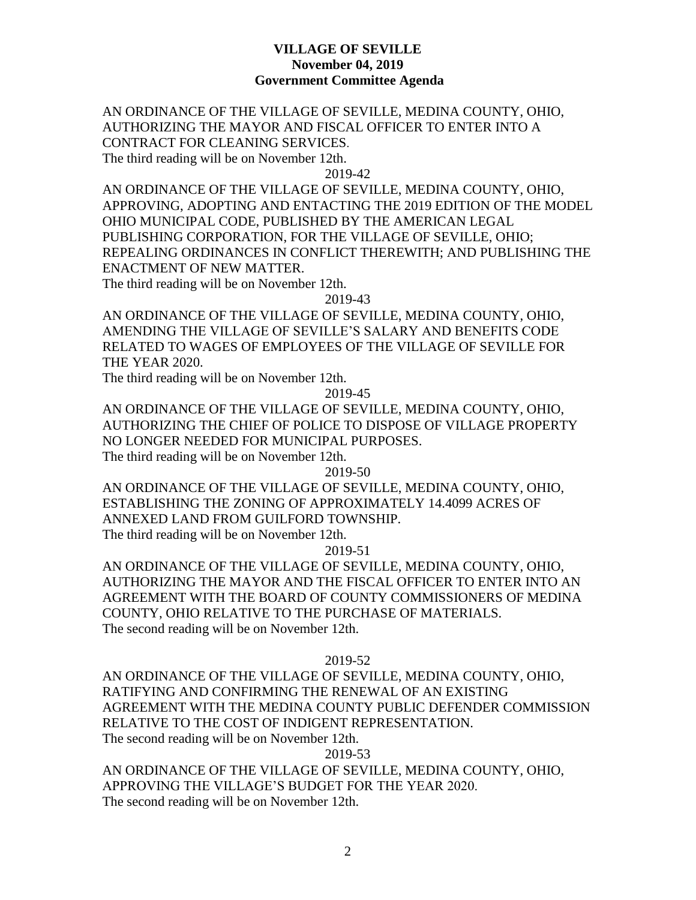**VILLAGE OF SEVILLE**
**November 04, 2019**
**Government Committee Agenda**

AN ORDINANCE OF THE VILLAGE OF SEVILLE, MEDINA COUNTY, OHIO, AUTHORIZING THE MAYOR AND FISCAL OFFICER TO ENTER INTO A CONTRACT FOR CLEANING SERVICES.
The third reading will be on November 12th.

2019-42

AN ORDINANCE OF THE VILLAGE OF SEVILLE, MEDINA COUNTY, OHIO, APPROVING, ADOPTING AND ENTACTING THE 2019 EDITION OF THE MODEL OHIO MUNICIPAL CODE, PUBLISHED BY THE AMERICAN LEGAL PUBLISHING CORPORATION, FOR THE VILLAGE OF SEVILLE, OHIO; REPEALING ORDINANCES IN CONFLICT THEREWITH; AND PUBLISHING THE ENACTMENT OF NEW MATTER.
The third reading will be on November 12th.

2019-43

AN ORDINANCE OF THE VILLAGE OF SEVILLE, MEDINA COUNTY, OHIO, AMENDING THE VILLAGE OF SEVILLE'S SALARY AND BENEFITS CODE RELATED TO WAGES OF EMPLOYEES OF THE VILLAGE OF SEVILLE FOR THE YEAR 2020.
The third reading will be on November 12th.

2019-45

AN ORDINANCE OF THE VILLAGE OF SEVILLE, MEDINA COUNTY, OHIO, AUTHORIZING THE CHIEF OF POLICE TO DISPOSE OF VILLAGE PROPERTY NO LONGER NEEDED FOR MUNICIPAL PURPOSES.
The third reading will be on November 12th.

2019-50

AN ORDINANCE OF THE VILLAGE OF SEVILLE, MEDINA COUNTY, OHIO, ESTABLISHING THE ZONING OF APPROXIMATELY 14.4099 ACRES OF ANNEXED LAND FROM GUILFORD TOWNSHIP.
The third reading will be on November 12th.

2019-51

AN ORDINANCE OF THE VILLAGE OF SEVILLE, MEDINA COUNTY, OHIO, AUTHORIZING THE MAYOR AND THE FISCAL OFFICER TO ENTER INTO AN AGREEMENT WITH THE BOARD OF COUNTY COMMISSIONERS OF MEDINA COUNTY, OHIO RELATIVE TO THE PURCHASE OF MATERIALS.
The second reading will be on November 12th.

2019-52

AN ORDINANCE OF THE VILLAGE OF SEVILLE, MEDINA COUNTY, OHIO, RATIFYING AND CONFIRMING THE RENEWAL OF AN EXISTING AGREEMENT WITH THE MEDINA COUNTY PUBLIC DEFENDER COMMISSION RELATIVE TO THE COST OF INDIGENT REPRESENTATION.
The second reading will be on November 12th.

2019-53

AN ORDINANCE OF THE VILLAGE OF SEVILLE, MEDINA COUNTY, OHIO, APPROVING THE VILLAGE'S BUDGET FOR THE YEAR 2020.
The second reading will be on November 12th.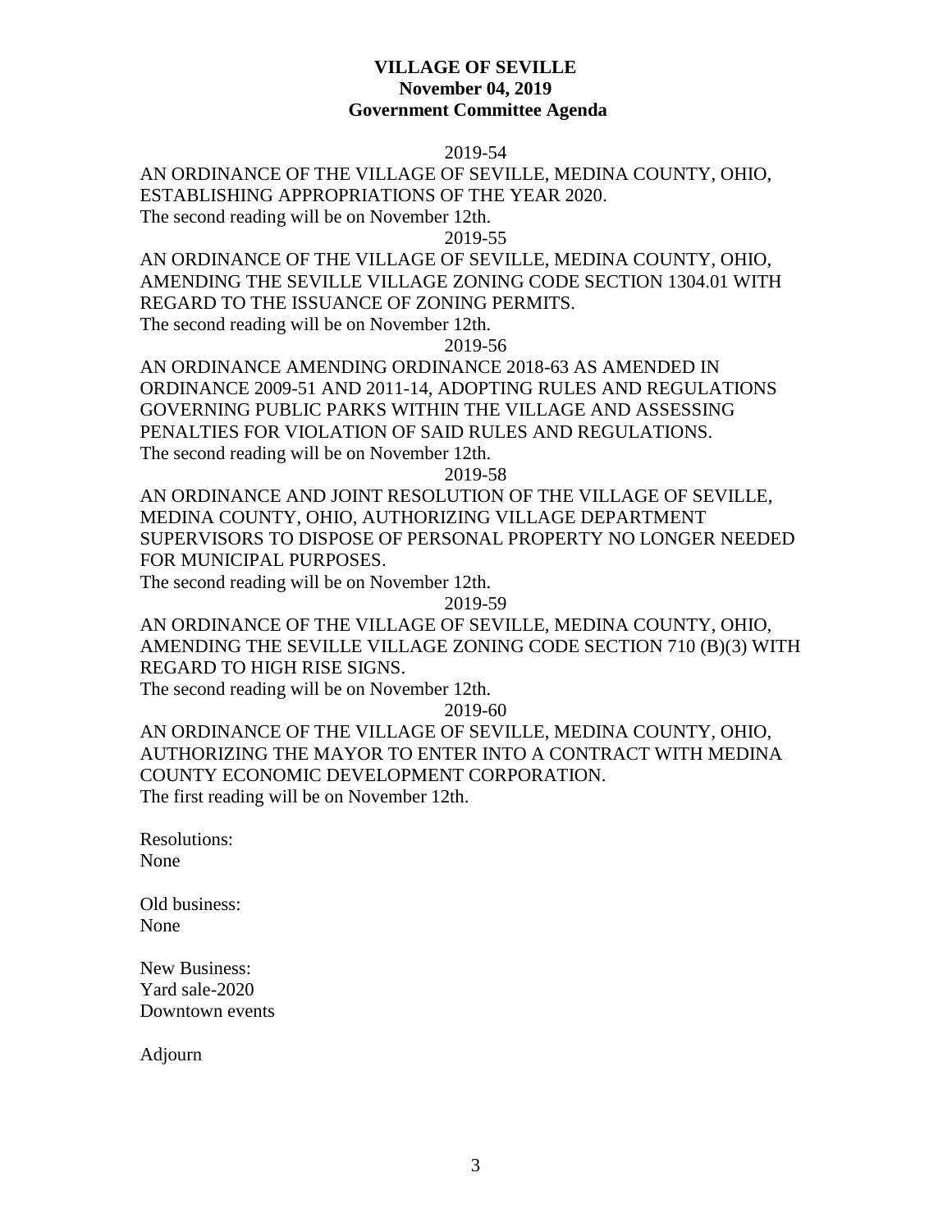**VILLAGE OF SEVILLE**
**November 04, 2019**
**Government Committee Agenda**

2019-54

AN ORDINANCE OF THE VILLAGE OF SEVILLE, MEDINA COUNTY, OHIO, ESTABLISHING APPROPRIATIONS OF THE YEAR 2020.
The second reading will be on November 12th.

2019-55

AN ORDINANCE OF THE VILLAGE OF SEVILLE, MEDINA COUNTY, OHIO, AMENDING THE SEVILLE VILLAGE ZONING CODE SECTION 1304.01 WITH REGARD TO THE ISSUANCE OF ZONING PERMITS.
The second reading will be on November 12th.

2019-56

AN ORDINANCE AMENDING ORDINANCE 2018-63 AS AMENDED IN ORDINANCE 2009-51 AND 2011-14, ADOPTING RULES AND REGULATIONS GOVERNING PUBLIC PARKS WITHIN THE VILLAGE AND ASSESSING PENALTIES FOR VIOLATION OF SAID RULES AND REGULATIONS.
The second reading will be on November 12th.

2019-58

AN ORDINANCE AND JOINT RESOLUTION OF THE VILLAGE OF SEVILLE, MEDINA COUNTY, OHIO, AUTHORIZING VILLAGE DEPARTMENT SUPERVISORS TO DISPOSE OF PERSONAL PROPERTY NO LONGER NEEDED FOR MUNICIPAL PURPOSES.
The second reading will be on November 12th.

2019-59

AN ORDINANCE OF THE VILLAGE OF SEVILLE, MEDINA COUNTY, OHIO, AMENDING THE SEVILLE VILLAGE ZONING CODE SECTION 710 (B)(3) WITH REGARD TO HIGH RISE SIGNS.
The second reading will be on November 12th.

2019-60

AN ORDINANCE OF THE VILLAGE OF SEVILLE, MEDINA COUNTY, OHIO, AUTHORIZING THE MAYOR TO ENTER INTO A CONTRACT WITH MEDINA COUNTY ECONOMIC DEVELOPMENT CORPORATION.
The first reading will be on November 12th.

Resolutions:
None

Old business:
None

New Business:
Yard sale-2020
Downtown events

Adjourn